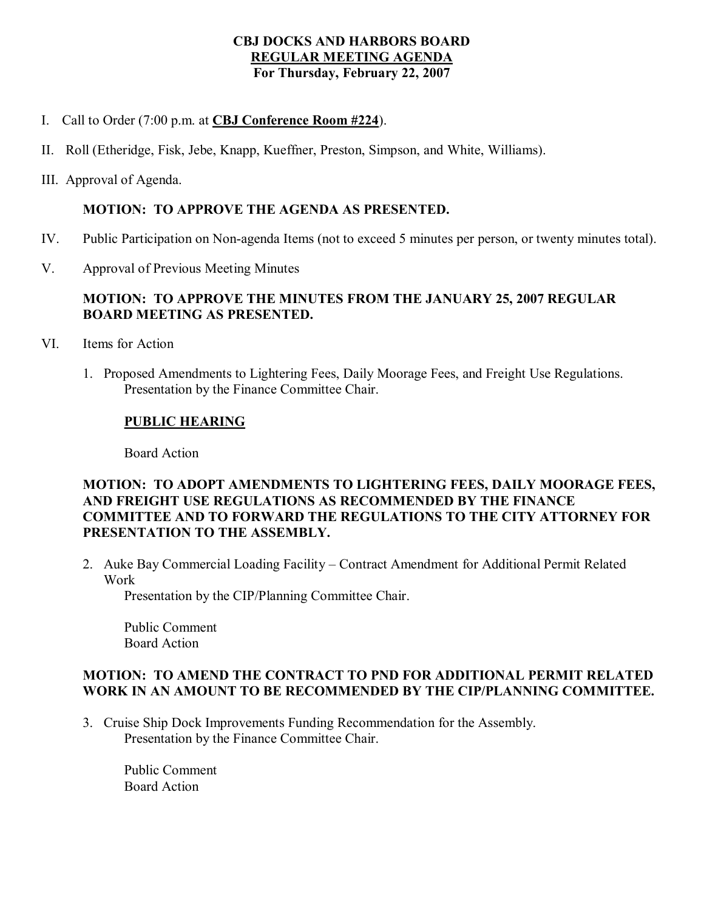**CBJ DOCKS AND HARBORS BOARD**
**REGULAR MEETING AGENDA**
**For Thursday, February 22, 2007**

I. Call to Order (7:00 p.m. at **CBJ Conference Room #224**).

II. Roll (Etheridge, Fisk, Jebe, Knapp, Kueffner, Preston, Simpson, and White, Williams).

III. Approval of Agenda.

**MOTION: TO APPROVE THE AGENDA AS PRESENTED.**

IV. Public Participation on Non-agenda Items (not to exceed 5 minutes per person, or twenty minutes total).

V. Approval of Previous Meeting Minutes

**MOTION: TO APPROVE THE MINUTES FROM THE JANUARY 25, 2007 REGULAR BOARD MEETING AS PRESENTED.**

VI. Items for Action

1. Proposed Amendments to Lightering Fees, Daily Moorage Fees, and Freight Use Regulations.
   Presentation by the Finance Committee Chair.

   **PUBLIC HEARING**

   Board Action

**MOTION: TO ADOPT AMENDMENTS TO LIGHTERING FEES, DAILY MOORAGE FEES, AND FREIGHT USE REGULATIONS AS RECOMMENDED BY THE FINANCE COMMITTEE AND TO FORWARD THE REGULATIONS TO THE CITY ATTORNEY FOR PRESENTATION TO THE ASSEMBLY.**

2. Auke Bay Commercial Loading Facility – Contract Amendment for Additional Permit Related Work
   Presentation by the CIP/Planning Committee Chair.

   Public Comment
   Board Action

**MOTION: TO AMEND THE CONTRACT TO PND FOR ADDITIONAL PERMIT RELATED WORK IN AN AMOUNT TO BE RECOMMENDED BY THE CIP/PLANNING COMMITTEE.**

3. Cruise Ship Dock Improvements Funding Recommendation for the Assembly.
   Presentation by the Finance Committee Chair.

   Public Comment
   Board Action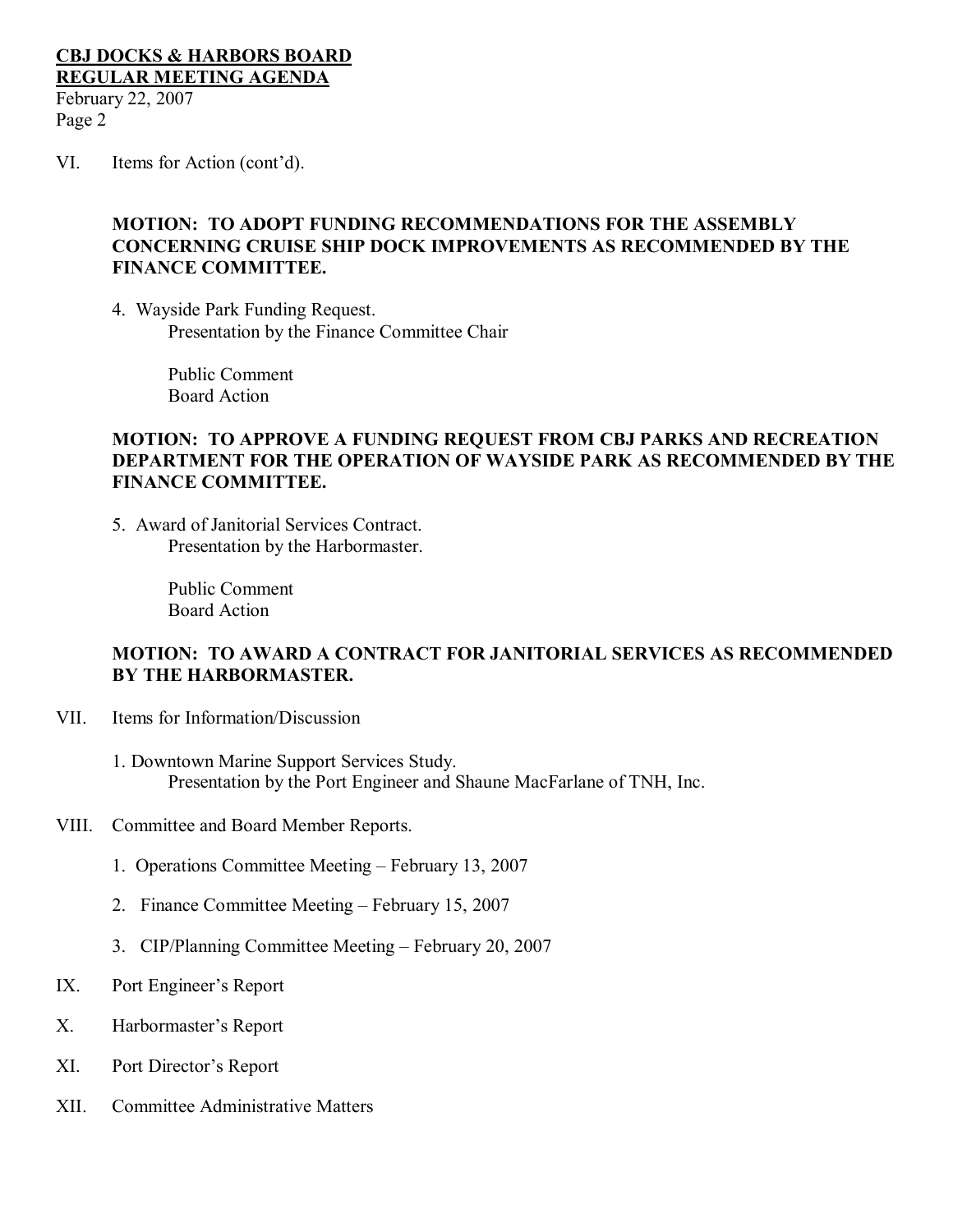VI. Items for Action (cont'd).

**MOTION: TO ADOPT FUNDING RECOMMENDATIONS FOR THE ASSEMBLY CONCERNING CRUISE SHIP DOCK IMPROVEMENTS AS RECOMMENDED BY THE FINANCE COMMITTEE.**

4. Wayside Park Funding Request.
   Presentation by the Finance Committee Chair

   Public Comment
   Board Action

**MOTION: TO APPROVE A FUNDING REQUEST FROM CBJ PARKS AND RECREATION DEPARTMENT FOR THE OPERATION OF WAYSIDE PARK AS RECOMMENDED BY THE FINANCE COMMITTEE.**

5. Award of Janitorial Services Contract.
   Presentation by the Harbormaster.

   Public Comment
   Board Action

**MOTION: TO AWARD A CONTRACT FOR JANITORIAL SERVICES AS RECOMMENDED BY THE HARBORMASTER.**

VII. Items for Information/Discussion

1. Downtown Marine Support Services Study.
   Presentation by the Port Engineer and Shaune MacFarlane of TNH, Inc.

VIII. Committee and Board Member Reports.

1. Operations Committee Meeting – February 13, 2007
2. Finance Committee Meeting – February 15, 2007
3. CIP/Planning Committee Meeting – February 20, 2007

IX. Port Engineer's Report

X. Harbormaster's Report

XI. Port Director's Report

XII. Committee Administrative Matters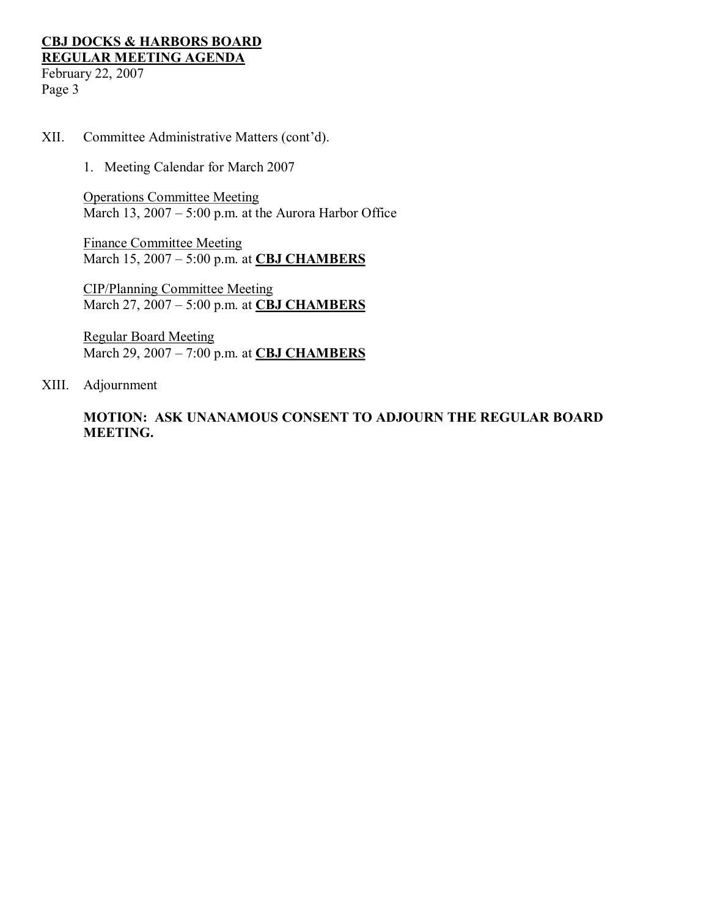XII. Committee Administrative Matters (cont'd).

1. Meeting Calendar for March 2007

Operations Committee Meeting
March 13, 2007 – 5:00 p.m. at the Aurora Harbor Office

Finance Committee Meeting
March 15, 2007 – 5:00 p.m. at **CBJ CHAMBERS**

CIP/Planning Committee Meeting
March 27, 2007 – 5:00 p.m. at **CBJ CHAMBERS**

Regular Board Meeting
March 29, 2007 – 7:00 p.m. at **CBJ CHAMBERS**

XIII. Adjournment

**MOTION: ASK UNANAMOUS CONSENT TO ADJOURN THE REGULAR BOARD MEETING.**